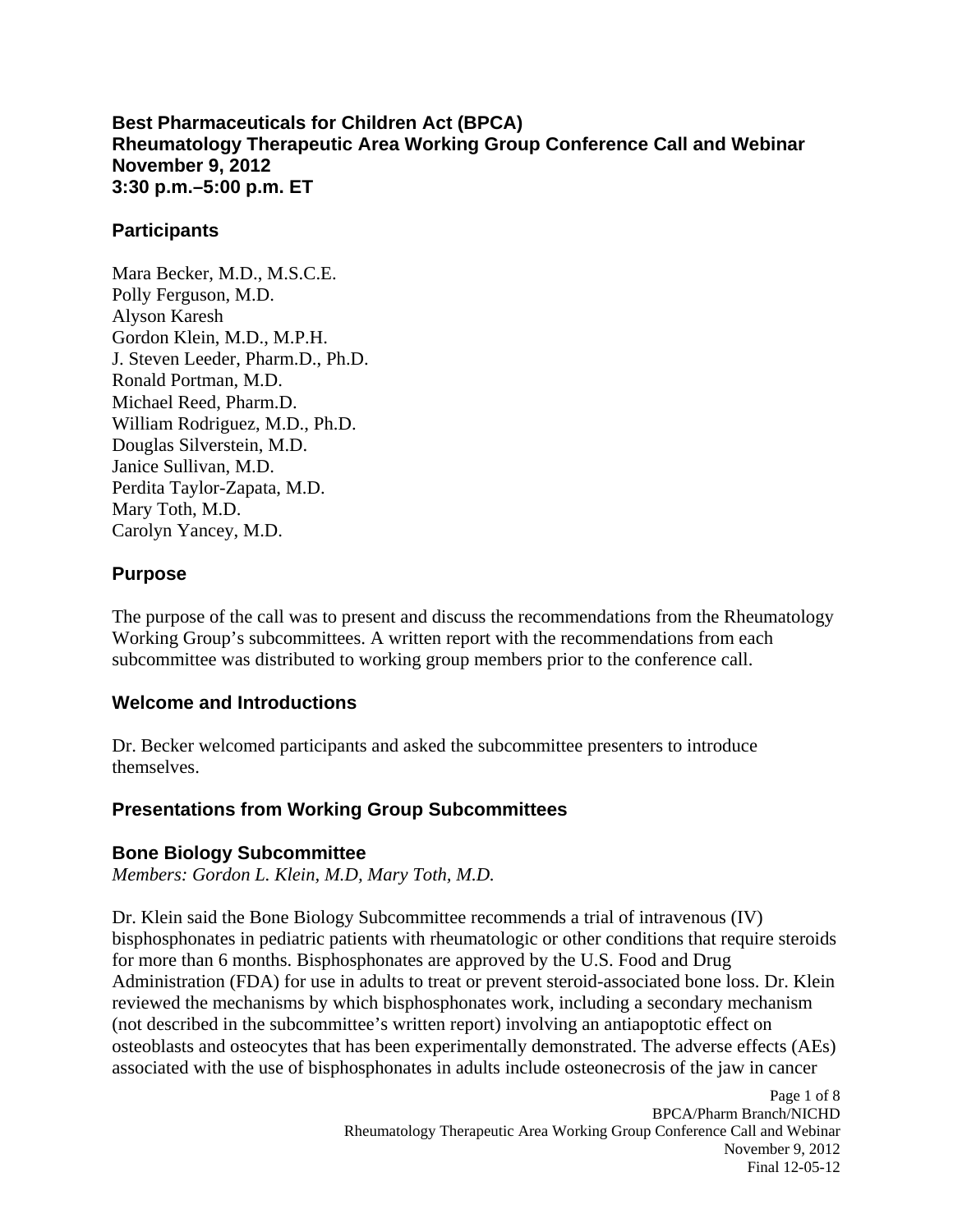# Best Pharmaceuticals for Children Act (BPCA)
# Rheumatology Therapeutic Area Working Group Conference Call and Webinar
# November 9, 2012
# 3:30 p.m.–5:00 p.m. ET

## Participants

Mara Becker, M.D., M.S.C.E.
Polly Ferguson, M.D.
Alyson Karesh
Gordon Klein, M.D., M.P.H.
J. Steven Leeder, Pharm.D., Ph.D.
Ronald Portman, M.D.
Michael Reed, Pharm.D.
William Rodriguez, M.D., Ph.D.
Douglas Silverstein, M.D.
Janice Sullivan, M.D.
Perdita Taylor-Zapata, M.D.
Mary Toth, M.D.
Carolyn Yancey, M.D.

## Purpose

The purpose of the call was to present and discuss the recommendations from the Rheumatology Working Group's subcommittees. A written report with the recommendations from each subcommittee was distributed to working group members prior to the conference call.

## Welcome and Introductions

Dr. Becker welcomed participants and asked the subcommittee presenters to introduce themselves.

## Presentations from Working Group Subcommittees

### Bone Biology Subcommittee

*Members: Gordon L. Klein, M.D, Mary Toth, M.D.*

Dr. Klein said the Bone Biology Subcommittee recommends a trial of intravenous (IV) bisphosphonates in pediatric patients with rheumatologic or other conditions that require steroids for more than 6 months. Bisphosphonates are approved by the U.S. Food and Drug Administration (FDA) for use in adults to treat or prevent steroid-associated bone loss. Dr. Klein reviewed the mechanisms by which bisphosphonates work, including a secondary mechanism (not described in the subcommittee's written report) involving an antiapoptotic effect on osteoblasts and osteocytes that has been experimentally demonstrated. The adverse effects (AEs) associated with the use of bisphosphonates in adults include osteonecrosis of the jaw in cancer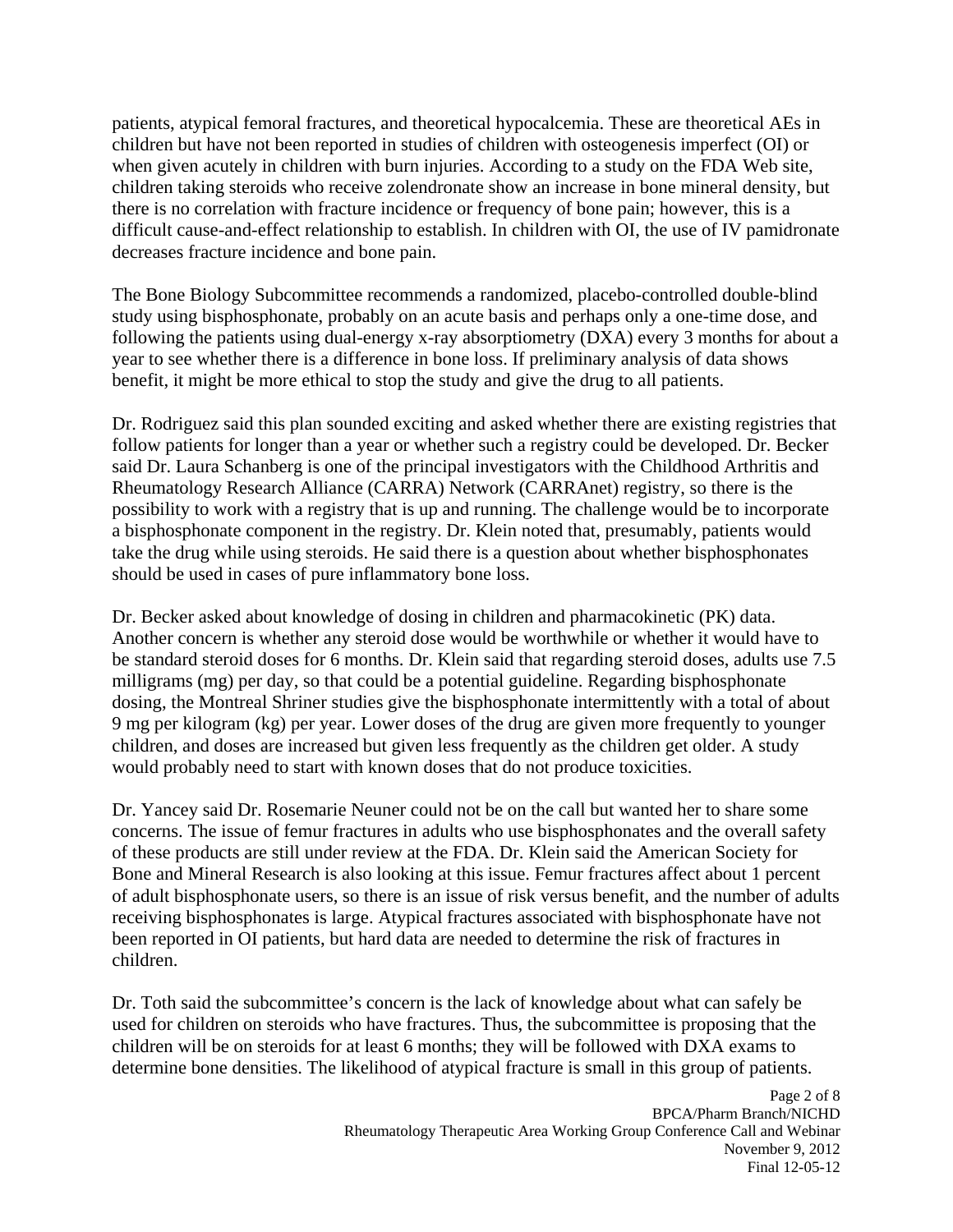patients, atypical femoral fractures, and theoretical hypocalcemia. These are theoretical AEs in children but have not been reported in studies of children with osteogenesis imperfect (OI) or when given acutely in children with burn injuries. According to a study on the FDA Web site, children taking steroids who receive zolendronate show an increase in bone mineral density, but there is no correlation with fracture incidence or frequency of bone pain; however, this is a difficult cause-and-effect relationship to establish. In children with OI, the use of IV pamidronate decreases fracture incidence and bone pain.

The Bone Biology Subcommittee recommends a randomized, placebo-controlled double-blind study using bisphosphonate, probably on an acute basis and perhaps only a one-time dose, and following the patients using dual-energy x-ray absorptiometry (DXA) every 3 months for about a year to see whether there is a difference in bone loss. If preliminary analysis of data shows benefit, it might be more ethical to stop the study and give the drug to all patients.

Dr. Rodriguez said this plan sounded exciting and asked whether there are existing registries that follow patients for longer than a year or whether such a registry could be developed. Dr. Becker said Dr. Laura Schanberg is one of the principal investigators with the Childhood Arthritis and Rheumatology Research Alliance (CARRA) Network (CARRAnet) registry, so there is the possibility to work with a registry that is up and running. The challenge would be to incorporate a bisphosphonate component in the registry. Dr. Klein noted that, presumably, patients would take the drug while using steroids. He said there is a question about whether bisphosphonates should be used in cases of pure inflammatory bone loss.

Dr. Becker asked about knowledge of dosing in children and pharmacokinetic (PK) data. Another concern is whether any steroid dose would be worthwhile or whether it would have to be standard steroid doses for 6 months. Dr. Klein said that regarding steroid doses, adults use 7.5 milligrams (mg) per day, so that could be a potential guideline. Regarding bisphosphonate dosing, the Montreal Shriner studies give the bisphosphonate intermittently with a total of about 9 mg per kilogram (kg) per year. Lower doses of the drug are given more frequently to younger children, and doses are increased but given less frequently as the children get older. A study would probably need to start with known doses that do not produce toxicities.

Dr. Yancey said Dr. Rosemarie Neuner could not be on the call but wanted her to share some concerns. The issue of femur fractures in adults who use bisphosphonates and the overall safety of these products are still under review at the FDA. Dr. Klein said the American Society for Bone and Mineral Research is also looking at this issue. Femur fractures affect about 1 percent of adult bisphosphonate users, so there is an issue of risk versus benefit, and the number of adults receiving bisphosphonates is large. Atypical fractures associated with bisphosphonate have not been reported in OI patients, but hard data are needed to determine the risk of fractures in children.

Dr. Toth said the subcommittee's concern is the lack of knowledge about what can safely be used for children on steroids who have fractures. Thus, the subcommittee is proposing that the children will be on steroids for at least 6 months; they will be followed with DXA exams to determine bone densities. The likelihood of atypical fracture is small in this group of patients.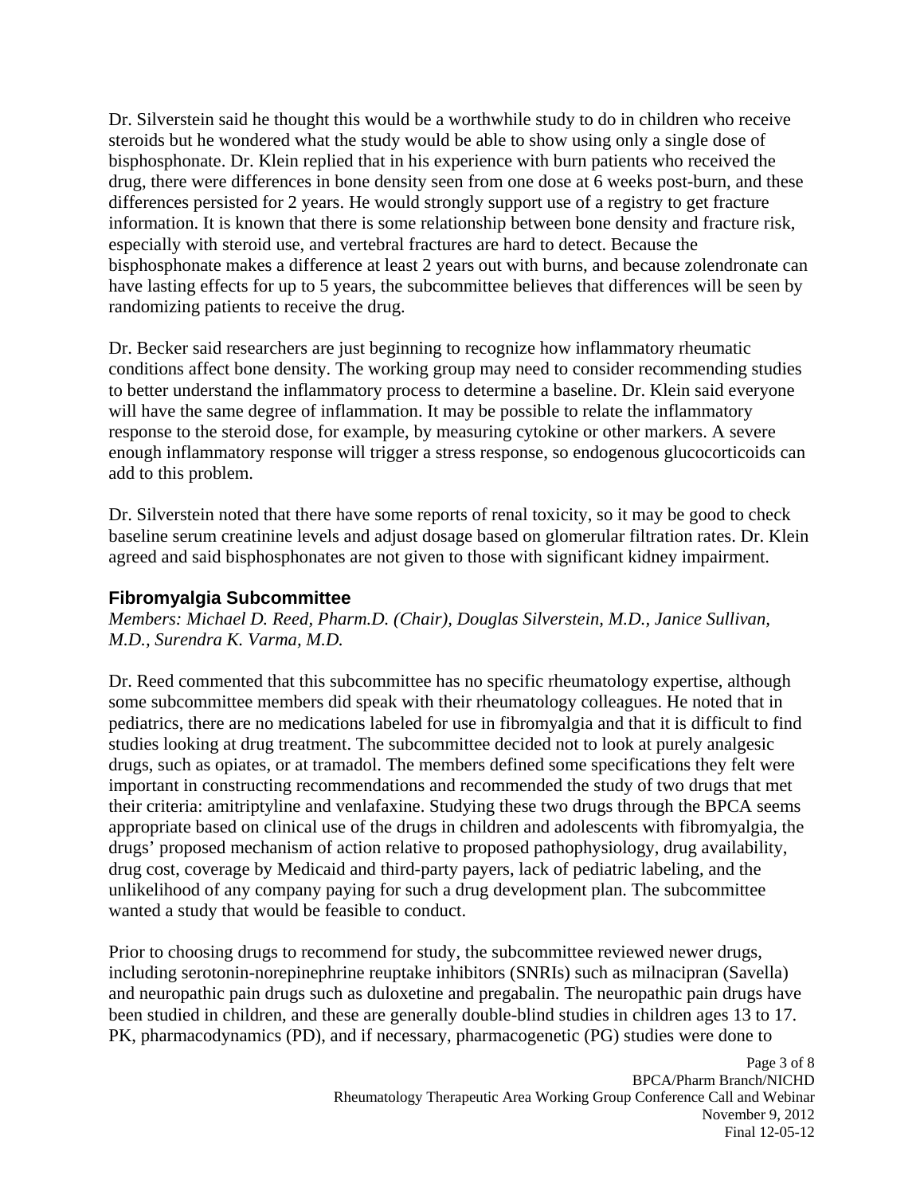Dr. Silverstein said he thought this would be a worthwhile study to do in children who receive steroids but he wondered what the study would be able to show using only a single dose of bisphosphonate. Dr. Klein replied that in his experience with burn patients who received the drug, there were differences in bone density seen from one dose at 6 weeks post-burn, and these differences persisted for 2 years. He would strongly support use of a registry to get fracture information. It is known that there is some relationship between bone density and fracture risk, especially with steroid use, and vertebral fractures are hard to detect. Because the bisphosphonate makes a difference at least 2 years out with burns, and because zolendronate can have lasting effects for up to 5 years, the subcommittee believes that differences will be seen by randomizing patients to receive the drug.

Dr. Becker said researchers are just beginning to recognize how inflammatory rheumatic conditions affect bone density. The working group may need to consider recommending studies to better understand the inflammatory process to determine a baseline. Dr. Klein said everyone will have the same degree of inflammation. It may be possible to relate the inflammatory response to the steroid dose, for example, by measuring cytokine or other markers. A severe enough inflammatory response will trigger a stress response, so endogenous glucocorticoids can add to this problem.

Dr. Silverstein noted that there have some reports of renal toxicity, so it may be good to check baseline serum creatinine levels and adjust dosage based on glomerular filtration rates. Dr. Klein agreed and said bisphosphonates are not given to those with significant kidney impairment.

### Fibromyalgia Subcommittee

*Members: Michael D. Reed, Pharm.D. (Chair), Douglas Silverstein, M.D., Janice Sullivan, M.D., Surendra K. Varma, M.D.*

Dr. Reed commented that this subcommittee has no specific rheumatology expertise, although some subcommittee members did speak with their rheumatology colleagues. He noted that in pediatrics, there are no medications labeled for use in fibromyalgia and that it is difficult to find studies looking at drug treatment. The subcommittee decided not to look at purely analgesic drugs, such as opiates, or at tramadol. The members defined some specifications they felt were important in constructing recommendations and recommended the study of two drugs that met their criteria: amitriptyline and venlafaxine. Studying these two drugs through the BPCA seems appropriate based on clinical use of the drugs in children and adolescents with fibromyalgia, the drugs' proposed mechanism of action relative to proposed pathophysiology, drug availability, drug cost, coverage by Medicaid and third-party payers, lack of pediatric labeling, and the unlikelihood of any company paying for such a drug development plan. The subcommittee wanted a study that would be feasible to conduct.

Prior to choosing drugs to recommend for study, the subcommittee reviewed newer drugs, including serotonin-norepinephrine reuptake inhibitors (SNRIs) such as milnacipran (Savella) and neuropathic pain drugs such as duloxetine and pregabalin. The neuropathic pain drugs have been studied in children, and these are generally double-blind studies in children ages 13 to 17. PK, pharmacodynamics (PD), and if necessary, pharmacogenetic (PG) studies were done to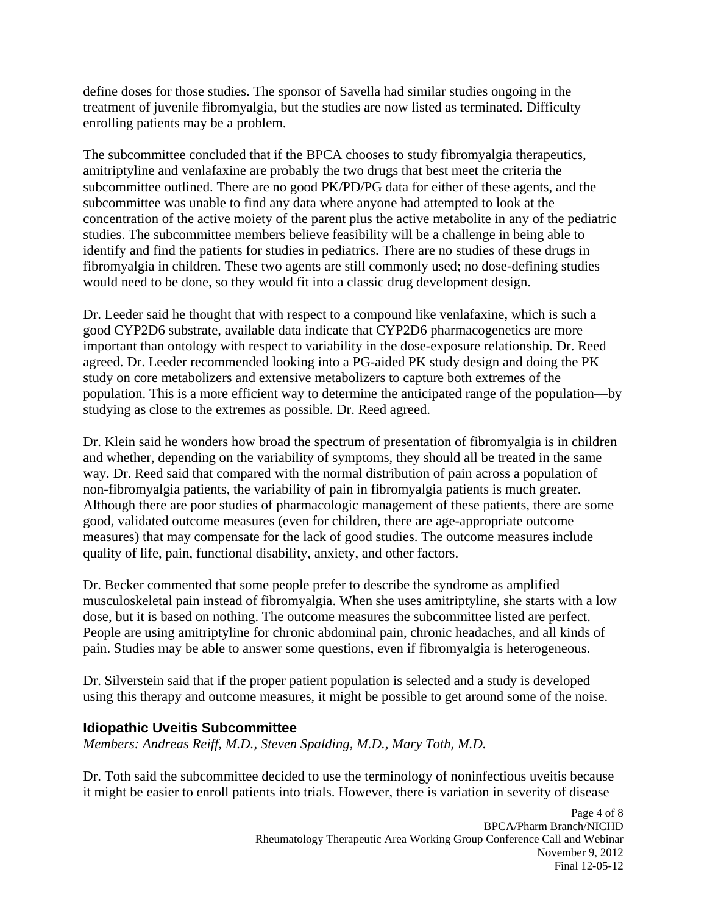define doses for those studies. The sponsor of Savella had similar studies ongoing in the treatment of juvenile fibromyalgia, but the studies are now listed as terminated. Difficulty enrolling patients may be a problem.

The subcommittee concluded that if the BPCA chooses to study fibromyalgia therapeutics, amitriptyline and venlafaxine are probably the two drugs that best meet the criteria the subcommittee outlined. There are no good PK/PD/PG data for either of these agents, and the subcommittee was unable to find any data where anyone had attempted to look at the concentration of the active moiety of the parent plus the active metabolite in any of the pediatric studies. The subcommittee members believe feasibility will be a challenge in being able to identify and find the patients for studies in pediatrics. There are no studies of these drugs in fibromyalgia in children. These two agents are still commonly used; no dose-defining studies would need to be done, so they would fit into a classic drug development design.

Dr. Leeder said he thought that with respect to a compound like venlafaxine, which is such a good CYP2D6 substrate, available data indicate that CYP2D6 pharmacogenetics are more important than ontology with respect to variability in the dose-exposure relationship. Dr. Reed agreed. Dr. Leeder recommended looking into a PG-aided PK study design and doing the PK study on core metabolizers and extensive metabolizers to capture both extremes of the population. This is a more efficient way to determine the anticipated range of the population—by studying as close to the extremes as possible. Dr. Reed agreed.

Dr. Klein said he wonders how broad the spectrum of presentation of fibromyalgia is in children and whether, depending on the variability of symptoms, they should all be treated in the same way. Dr. Reed said that compared with the normal distribution of pain across a population of non-fibromyalgia patients, the variability of pain in fibromyalgia patients is much greater. Although there are poor studies of pharmacologic management of these patients, there are some good, validated outcome measures (even for children, there are age-appropriate outcome measures) that may compensate for the lack of good studies. The outcome measures include quality of life, pain, functional disability, anxiety, and other factors.

Dr. Becker commented that some people prefer to describe the syndrome as amplified musculoskeletal pain instead of fibromyalgia. When she uses amitriptyline, she starts with a low dose, but it is based on nothing. The outcome measures the subcommittee listed are perfect. People are using amitriptyline for chronic abdominal pain, chronic headaches, and all kinds of pain. Studies may be able to answer some questions, even if fibromyalgia is heterogeneous.

Dr. Silverstein said that if the proper patient population is selected and a study is developed using this therapy and outcome measures, it might be possible to get around some of the noise.

### Idiopathic Uveitis Subcommittee

*Members: Andreas Reiff, M.D., Steven Spalding, M.D., Mary Toth, M.D.*

Dr. Toth said the subcommittee decided to use the terminology of noninfectious uveitis because it might be easier to enroll patients into trials. However, there is variation in severity of disease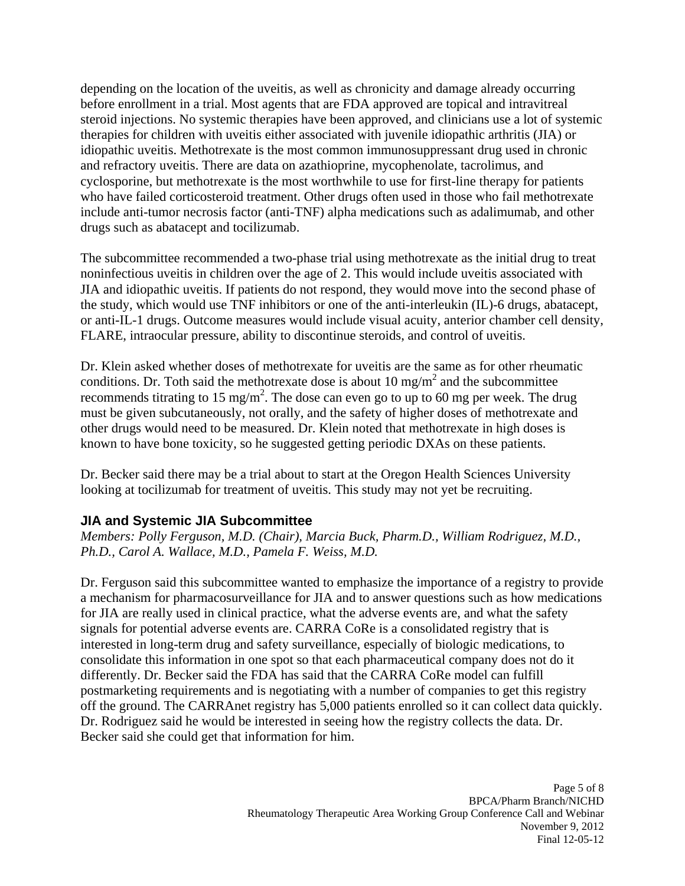depending on the location of the uveitis, as well as chronicity and damage already occurring before enrollment in a trial. Most agents that are FDA approved are topical and intravitreal steroid injections. No systemic therapies have been approved, and clinicians use a lot of systemic therapies for children with uveitis either associated with juvenile idiopathic arthritis (JIA) or idiopathic uveitis. Methotrexate is the most common immunosuppressant drug used in chronic and refractory uveitis. There are data on azathioprine, mycophenolate, tacrolimus, and cyclosporine, but methotrexate is the most worthwhile to use for first-line therapy for patients who have failed corticosteroid treatment. Other drugs often used in those who fail methotrexate include anti-tumor necrosis factor (anti-TNF) alpha medications such as adalimumab, and other drugs such as abatacept and tocilizumab.

The subcommittee recommended a two-phase trial using methotrexate as the initial drug to treat noninfectious uveitis in children over the age of 2. This would include uveitis associated with JIA and idiopathic uveitis. If patients do not respond, they would move into the second phase of the study, which would use TNF inhibitors or one of the anti-interleukin (IL)-6 drugs, abatacept, or anti-IL-1 drugs. Outcome measures would include visual acuity, anterior chamber cell density, FLARE, intraocular pressure, ability to discontinue steroids, and control of uveitis.

Dr. Klein asked whether doses of methotrexate for uveitis are the same as for other rheumatic conditions. Dr. Toth said the methotrexate dose is about 10 $mg/m^2$ and the subcommittee recommends titrating to 15 $mg/m^2$. The dose can even go to up to 60 mg per week. The drug must be given subcutaneously, not orally, and the safety of higher doses of methotrexate and other drugs would need to be measured. Dr. Klein noted that methotrexate in high doses is known to have bone toxicity, so he suggested getting periodic DXAs on these patients.

Dr. Becker said there may be a trial about to start at the Oregon Health Sciences University looking at tocilizumab for treatment of uveitis. This study may not yet be recruiting.

### JIA and Systemic JIA Subcommittee

*Members: Polly Ferguson, M.D. (Chair), Marcia Buck, Pharm.D., William Rodriguez, M.D., Ph.D., Carol A. Wallace, M.D., Pamela F. Weiss, M.D.*

Dr. Ferguson said this subcommittee wanted to emphasize the importance of a registry to provide a mechanism for pharmacosurveillance for JIA and to answer questions such as how medications for JIA are really used in clinical practice, what the adverse events are, and what the safety signals for potential adverse events are. CARRA CoRe is a consolidated registry that is interested in long-term drug and safety surveillance, especially of biologic medications, to consolidate this information in one spot so that each pharmaceutical company does not do it differently. Dr. Becker said the FDA has said that the CARRA CoRe model can fulfill postmarketing requirements and is negotiating with a number of companies to get this registry off the ground. The CARRAnet registry has 5,000 patients enrolled so it can collect data quickly. Dr. Rodriguez said he would be interested in seeing how the registry collects the data. Dr. Becker said she could get that information for him.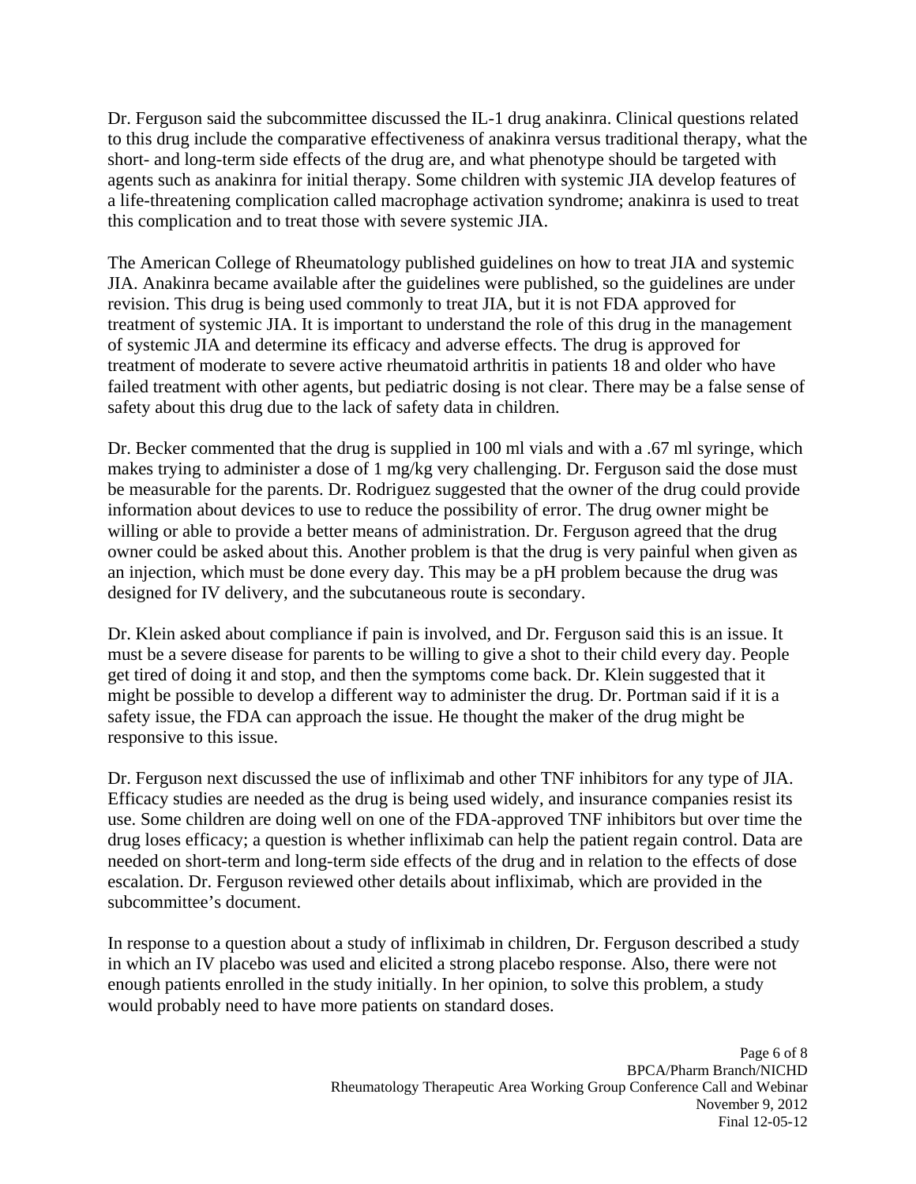Dr. Ferguson said the subcommittee discussed the IL-1 drug anakinra. Clinical questions related to this drug include the comparative effectiveness of anakinra versus traditional therapy, what the short- and long-term side effects of the drug are, and what phenotype should be targeted with agents such as anakinra for initial therapy. Some children with systemic JIA develop features of a life-threatening complication called macrophage activation syndrome; anakinra is used to treat this complication and to treat those with severe systemic JIA.

The American College of Rheumatology published guidelines on how to treat JIA and systemic JIA. Anakinra became available after the guidelines were published, so the guidelines are under revision. This drug is being used commonly to treat JIA, but it is not FDA approved for treatment of systemic JIA. It is important to understand the role of this drug in the management of systemic JIA and determine its efficacy and adverse effects. The drug is approved for treatment of moderate to severe active rheumatoid arthritis in patients 18 and older who have failed treatment with other agents, but pediatric dosing is not clear. There may be a false sense of safety about this drug due to the lack of safety data in children.

Dr. Becker commented that the drug is supplied in 100 ml vials and with a .67 ml syringe, which makes trying to administer a dose of 1 mg/kg very challenging. Dr. Ferguson said the dose must be measurable for the parents. Dr. Rodriguez suggested that the owner of the drug could provide information about devices to use to reduce the possibility of error. The drug owner might be willing or able to provide a better means of administration. Dr. Ferguson agreed that the drug owner could be asked about this. Another problem is that the drug is very painful when given as an injection, which must be done every day. This may be a pH problem because the drug was designed for IV delivery, and the subcutaneous route is secondary.

Dr. Klein asked about compliance if pain is involved, and Dr. Ferguson said this is an issue. It must be a severe disease for parents to be willing to give a shot to their child every day. People get tired of doing it and stop, and then the symptoms come back. Dr. Klein suggested that it might be possible to develop a different way to administer the drug. Dr. Portman said if it is a safety issue, the FDA can approach the issue. He thought the maker of the drug might be responsive to this issue.

Dr. Ferguson next discussed the use of infliximab and other TNF inhibitors for any type of JIA. Efficacy studies are needed as the drug is being used widely, and insurance companies resist its use. Some children are doing well on one of the FDA-approved TNF inhibitors but over time the drug loses efficacy; a question is whether infliximab can help the patient regain control. Data are needed on short-term and long-term side effects of the drug and in relation to the effects of dose escalation. Dr. Ferguson reviewed other details about infliximab, which are provided in the subcommittee's document.

In response to a question about a study of infliximab in children, Dr. Ferguson described a study in which an IV placebo was used and elicited a strong placebo response. Also, there were not enough patients enrolled in the study initially. In her opinion, to solve this problem, a study would probably need to have more patients on standard doses.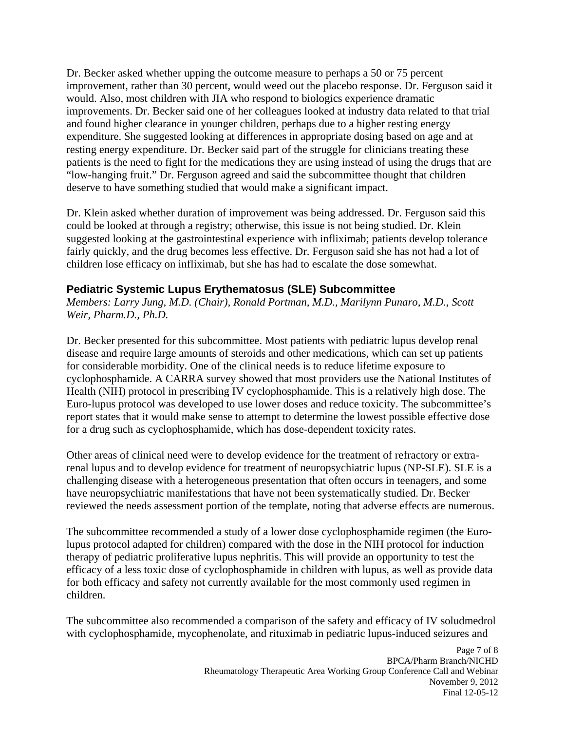Dr. Becker asked whether upping the outcome measure to perhaps a 50 or 75 percent improvement, rather than 30 percent, would weed out the placebo response. Dr. Ferguson said it would. Also, most children with JIA who respond to biologics experience dramatic improvements. Dr. Becker said one of her colleagues looked at industry data related to that trial and found higher clearance in younger children, perhaps due to a higher resting energy expenditure. She suggested looking at differences in appropriate dosing based on age and at resting energy expenditure. Dr. Becker said part of the struggle for clinicians treating these patients is the need to fight for the medications they are using instead of using the drugs that are "low-hanging fruit." Dr. Ferguson agreed and said the subcommittee thought that children deserve to have something studied that would make a significant impact.

Dr. Klein asked whether duration of improvement was being addressed. Dr. Ferguson said this could be looked at through a registry; otherwise, this issue is not being studied. Dr. Klein suggested looking at the gastrointestinal experience with infliximab; patients develop tolerance fairly quickly, and the drug becomes less effective. Dr. Ferguson said she has not had a lot of children lose efficacy on infliximab, but she has had to escalate the dose somewhat.

### Pediatric Systemic Lupus Erythematosus (SLE) Subcommittee

*Members: Larry Jung, M.D. (Chair), Ronald Portman, M.D., Marilynn Punaro, M.D., Scott Weir, Pharm.D., Ph.D.*

Dr. Becker presented for this subcommittee. Most patients with pediatric lupus develop renal disease and require large amounts of steroids and other medications, which can set up patients for considerable morbidity. One of the clinical needs is to reduce lifetime exposure to cyclophosphamide. A CARRA survey showed that most providers use the National Institutes of Health (NIH) protocol in prescribing IV cyclophosphamide. This is a relatively high dose. The Euro-lupus protocol was developed to use lower doses and reduce toxicity. The subcommittee's report states that it would make sense to attempt to determine the lowest possible effective dose for a drug such as cyclophosphamide, which has dose-dependent toxicity rates.

Other areas of clinical need were to develop evidence for the treatment of refractory or extra-renal lupus and to develop evidence for treatment of neuropsychiatric lupus (NP-SLE). SLE is a challenging disease with a heterogeneous presentation that often occurs in teenagers, and some have neuropsychiatric manifestations that have not been systematically studied. Dr. Becker reviewed the needs assessment portion of the template, noting that adverse effects are numerous.

The subcommittee recommended a study of a lower dose cyclophosphamide regimen (the Euro-lupus protocol adapted for children) compared with the dose in the NIH protocol for induction therapy of pediatric proliferative lupus nephritis. This will provide an opportunity to test the efficacy of a less toxic dose of cyclophosphamide in children with lupus, as well as provide data for both efficacy and safety not currently available for the most commonly used regimen in children.

The subcommittee also recommended a comparison of the safety and efficacy of IV soludmedrol with cyclophosphamide, mycophenolate, and rituximab in pediatric lupus-induced seizures and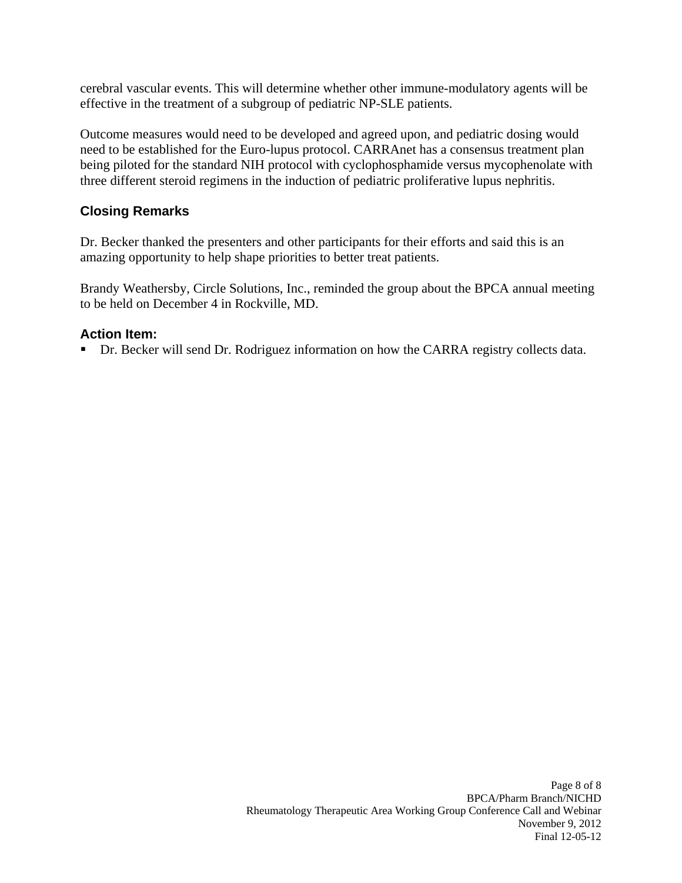cerebral vascular events. This will determine whether other immune-modulatory agents will be effective in the treatment of a subgroup of pediatric NP-SLE patients.

Outcome measures would need to be developed and agreed upon, and pediatric dosing would need to be established for the Euro-lupus protocol. CARRAnet has a consensus treatment plan being piloted for the standard NIH protocol with cyclophosphamide versus mycophenolate with three different steroid regimens in the induction of pediatric proliferative lupus nephritis.

## Closing Remarks

Dr. Becker thanked the presenters and other participants for their efforts and said this is an amazing opportunity to help shape priorities to better treat patients.

Brandy Weathersby, Circle Solutions, Inc., reminded the group about the BPCA annual meeting to be held on December 4 in Rockville, MD.

## Action Item:

- Dr. Becker will send Dr. Rodriguez information on how the CARRA registry collects data.